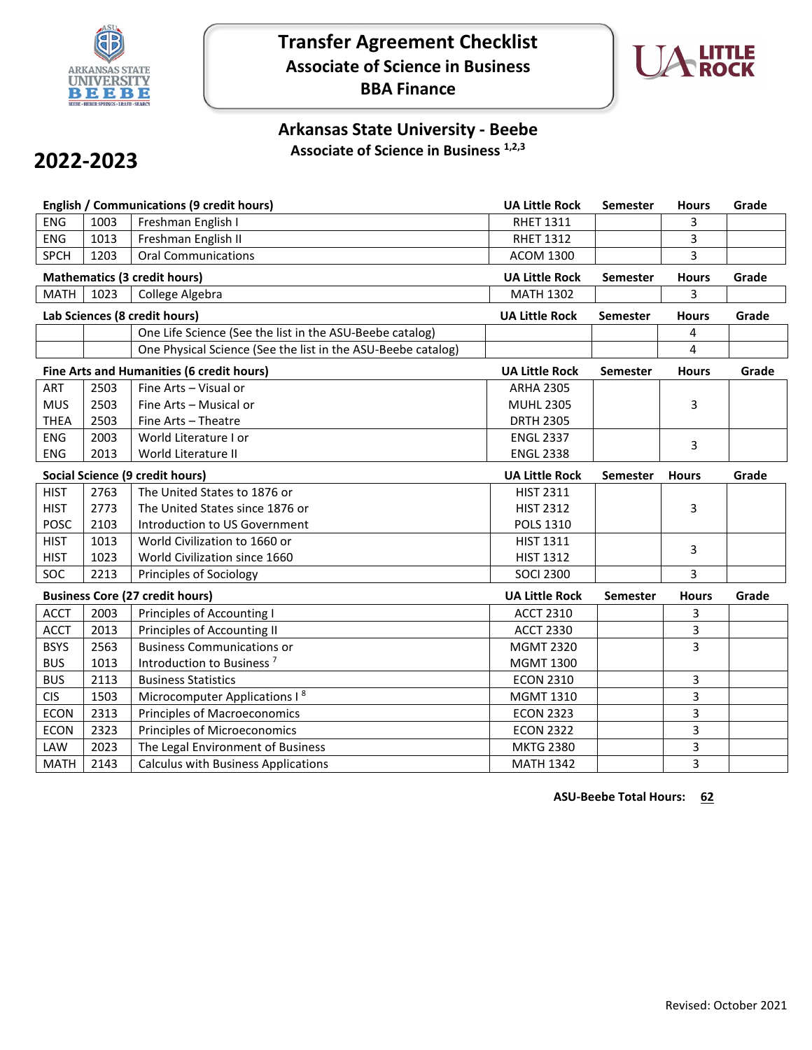# Transfer Agreement Checklist

## Associate of Science in Business

## BBA Finance

## Arkansas State University - Beebe

### Associate of Science in Business [1,2,3]

## 2022-2023

| English / Communications (9 credit hours) | | | UA Little Rock | Semester | Hours | Grade |
|---|---|---|---|---|---|---|
| ENG | 1003 | Freshman English I | RHET 1311 | | 3 | |
| ENG | 1013 | Freshman English II | RHET 1312 | | 3 | |
| SPCH | 1203 | Oral Communications | ACOM 1300 | | 3 | |

| Mathematics (3 credit hours) | | | UA Little Rock | Semester | Hours | Grade |
|---|---|---|---|---|---|---|
| MATH | 1023 | College Algebra | MATH 1302 | | 3 | |

| Lab Sciences (8 credit hours) | | | UA Little Rock | Semester | Hours | Grade |
|---|---|---|---|---|---|---|
| | | One Life Science (See the list in the ASU-Beebe catalog) | | | 4 | |
| | | One Physical Science (See the list in the ASU-Beebe catalog) | | | 4 | |

| Fine Arts and Humanities (6 credit hours) | | | UA Little Rock | Semester | Hours | Grade |
|---|---|---|---|---|---|---|
| ART | 2503 | Fine Arts – Visual or | ARHA 2305 | | | |
| MUS | 2503 | Fine Arts – Musical or | MUHL 2305 | | 3 | |
| THEA | 2503 | Fine Arts – Theatre | DRTH 2305 | | | |
| ENG | 2003 | World Literature I or | ENGL 2337 | | 3 | |
| ENG | 2013 | World Literature II | ENGL 2338 | | | |

| Social Science (9 credit hours) | | | UA Little Rock | Semester | Hours | Grade |
|---|---|---|---|---|---|---|
| HIST | 2763 | The United States to 1876 or | HIST 2311 | | | |
| HIST | 2773 | The United States since 1876 or | HIST 2312 | | 3 | |
| POSC | 2103 | Introduction to US Government | POLS 1310 | | | |
| HIST | 1013 | World Civilization to 1660 or | HIST 1311 | | 3 | |
| HIST | 1023 | World Civilization since 1660 | HIST 1312 | | | |
| SOC | 2213 | Principles of Sociology | SOCI 2300 | | 3 | |

| Business Core (27 credit hours) | | | UA Little Rock | Semester | Hours | Grade |
|---|---|---|---|---|---|---|
| ACCT | 2003 | Principles of Accounting I | ACCT 2310 | | 3 | |
| ACCT | 2013 | Principles of Accounting II | ACCT 2330 | | 3 | |
| BSYS | 2563 | Business Communications or | MGMT 2320 | | 3 | |
| BUS | 1013 | Introduction to Business [7] | MGMT 1300 | | | |
| BUS | 2113 | Business Statistics | ECON 2310 | | 3 | |
| CIS | 1503 | Microcomputer Applications I [8] | MGMT 1310 | | 3 | |
| ECON | 2313 | Principles of Macroeconomics | ECON 2323 | | 3 | |
| ECON | 2323 | Principles of Microeconomics | ECON 2322 | | 3 | |
| LAW | 2023 | The Legal Environment of Business | MKTG 2380 | | 3 | |
| MATH | 2143 | Calculus with Business Applications | MATH 1342 | | 3 | |

**ASU-Beebe Total Hours: 62**

Revised: October 2021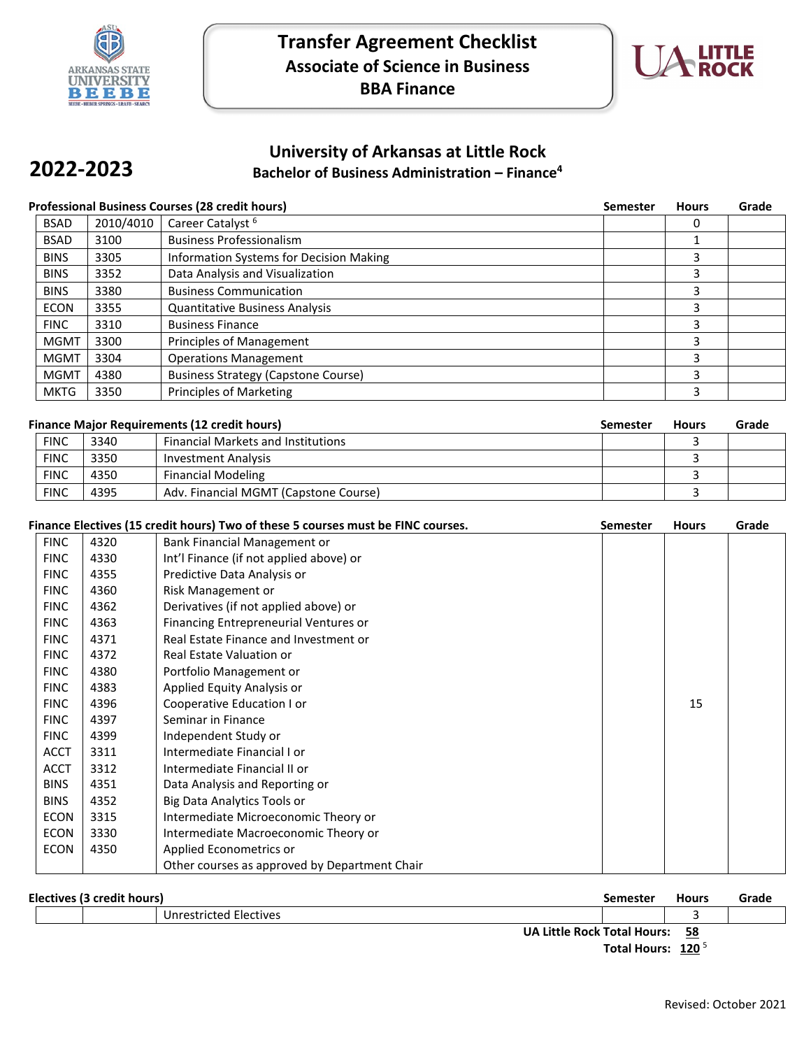# Transfer Agreement Checklist
## Associate of Science in Business
## BBA Finance

**2022-2023**

## University of Arkansas at Little Rock
### Bachelor of Business Administration – Finance[4]

**Professional Business Courses (28 credit hours)**

| | | | Semester | Hours | Grade |
|---|---|---|---|---|---|
| BSAD | 2010/4010 | Career Catalyst [6] | | 0 | |
| BSAD | 3100 | Business Professionalism | | 1 | |
| BINS | 3305 | Information Systems for Decision Making | | 3 | |
| BINS | 3352 | Data Analysis and Visualization | | 3 | |
| BINS | 3380 | Business Communication | | 3 | |
| ECON | 3355 | Quantitative Business Analysis | | 3 | |
| FINC | 3310 | Business Finance | | 3 | |
| MGMT | 3300 | Principles of Management | | 3 | |
| MGMT | 3304 | Operations Management | | 3 | |
| MGMT | 4380 | Business Strategy (Capstone Course) | | 3 | |
| MKTG | 3350 | Principles of Marketing | | 3 | |

**Finance Major Requirements (12 credit hours)**

| | | | Semester | Hours | Grade |
|---|---|---|---|---|---|
| FINC | 3340 | Financial Markets and Institutions | | 3 | |
| FINC | 3350 | Investment Analysis | | 3 | |
| FINC | 4350 | Financial Modeling | | 3 | |
| FINC | 4395 | Adv. Financial MGMT (Capstone Course) | | 3 | |

**Finance Electives (15 credit hours) Two of these 5 courses must be FINC courses.**

| | | | Semester | Hours | Grade |
|---|---|---|---|---|---|
| FINC | 4320 | Bank Financial Management or | | 15 | |
| FINC | 4330 | Int'l Finance (if not applied above) or | | | |
| FINC | 4355 | Predictive Data Analysis or | | | |
| FINC | 4360 | Risk Management or | | | |
| FINC | 4362 | Derivatives (if not applied above) or | | | |
| FINC | 4363 | Financing Entrepreneurial Ventures or | | | |
| FINC | 4371 | Real Estate Finance and Investment or | | | |
| FINC | 4372 | Real Estate Valuation or | | | |
| FINC | 4380 | Portfolio Management or | | | |
| FINC | 4383 | Applied Equity Analysis or | | | |
| FINC | 4396 | Cooperative Education I or | | | |
| FINC | 4397 | Seminar in Finance | | | |
| FINC | 4399 | Independent Study or | | | |
| ACCT | 3311 | Intermediate Financial I or | | | |
| ACCT | 3312 | Intermediate Financial II or | | | |
| BINS | 4351 | Data Analysis and Reporting or | | | |
| BINS | 4352 | Big Data Analytics Tools or | | | |
| ECON | 3315 | Intermediate Microeconomic Theory or | | | |
| ECON | 3330 | Intermediate Macroeconomic Theory or | | | |
| ECON | 4350 | Applied Econometrics or | | | |
| | | Other courses as approved by Department Chair | | | |

**Electives (3 credit hours)**

| | | | Semester | Hours | Grade |
|---|---|---|---|---|---|
| | | Unrestricted Electives | | 3 | |

**UA Little Rock Total Hours: 58**

**Total Hours: 120** [5]

Revised: October 2021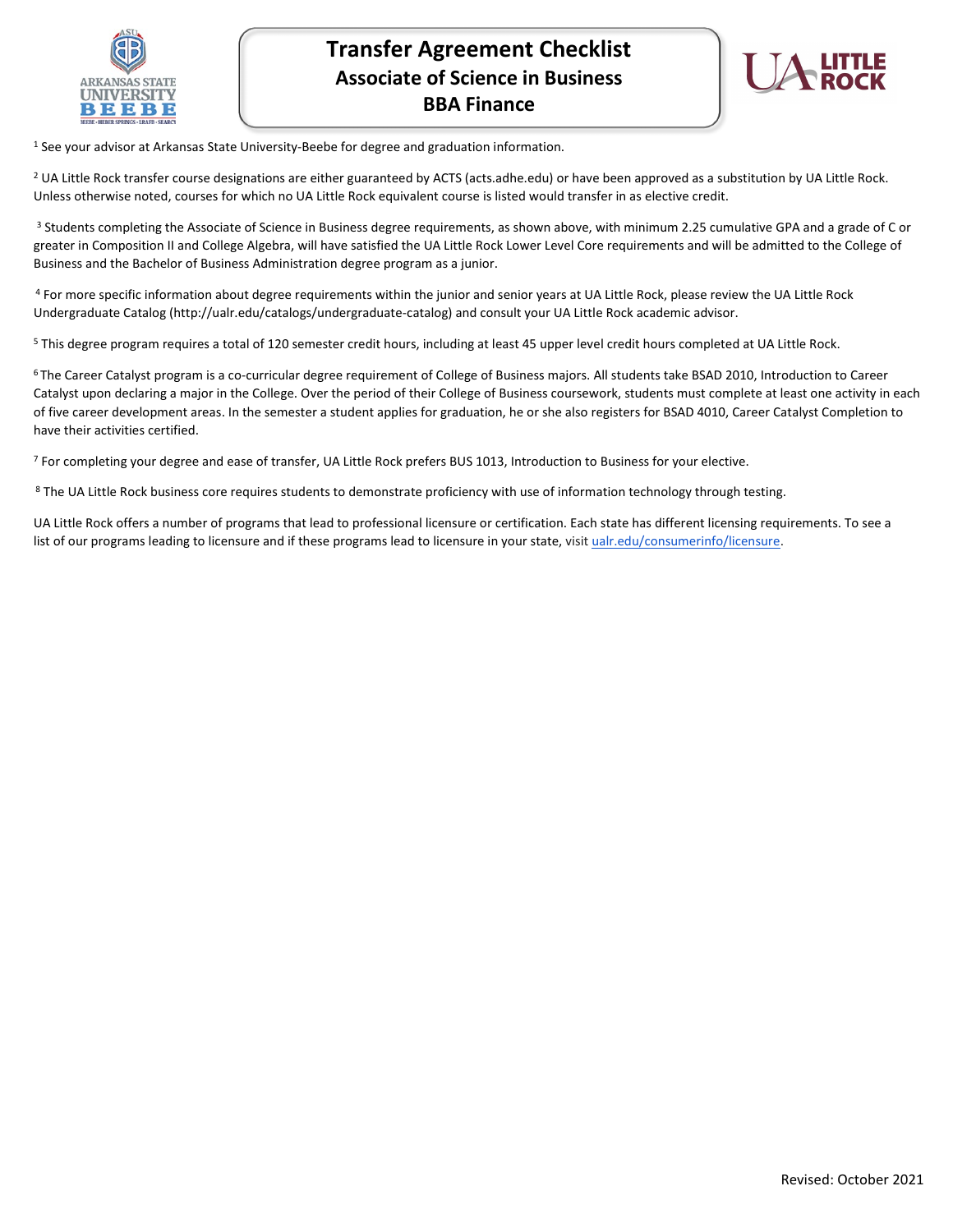# Transfer Agreement Checklist
## Associate of Science in Business
## BBA Finance

[1] See your advisor at Arkansas State University-Beebe for degree and graduation information.

[2] UA Little Rock transfer course designations are either guaranteed by ACTS (acts.adhe.edu) or have been approved as a substitution by UA Little Rock. Unless otherwise noted, courses for which no UA Little Rock equivalent course is listed would transfer in as elective credit.

[3] Students completing the Associate of Science in Business degree requirements, as shown above, with minimum 2.25 cumulative GPA and a grade of C or greater in Composition II and College Algebra, will have satisfied the UA Little Rock Lower Level Core requirements and will be admitted to the College of Business and the Bachelor of Business Administration degree program as a junior.

[4] For more specific information about degree requirements within the junior and senior years at UA Little Rock, please review the UA Little Rock Undergraduate Catalog (http://ualr.edu/catalogs/undergraduate-catalog) and consult your UA Little Rock academic advisor.

[5] This degree program requires a total of 120 semester credit hours, including at least 45 upper level credit hours completed at UA Little Rock.

[6] The Career Catalyst program is a co-curricular degree requirement of College of Business majors. All students take BSAD 2010, Introduction to Career Catalyst upon declaring a major in the College. Over the period of their College of Business coursework, students must complete at least one activity in each of five career development areas. In the semester a student applies for graduation, he or she also registers for BSAD 4010, Career Catalyst Completion to have their activities certified.

[7] For completing your degree and ease of transfer, UA Little Rock prefers BUS 1013, Introduction to Business for your elective.

[8] The UA Little Rock business core requires students to demonstrate proficiency with use of information technology through testing.

UA Little Rock offers a number of programs that lead to professional licensure or certification. Each state has different licensing requirements. To see a list of our programs leading to licensure and if these programs lead to licensure in your state, visit ualr.edu/consumerinfo/licensure.

Revised: October 2021